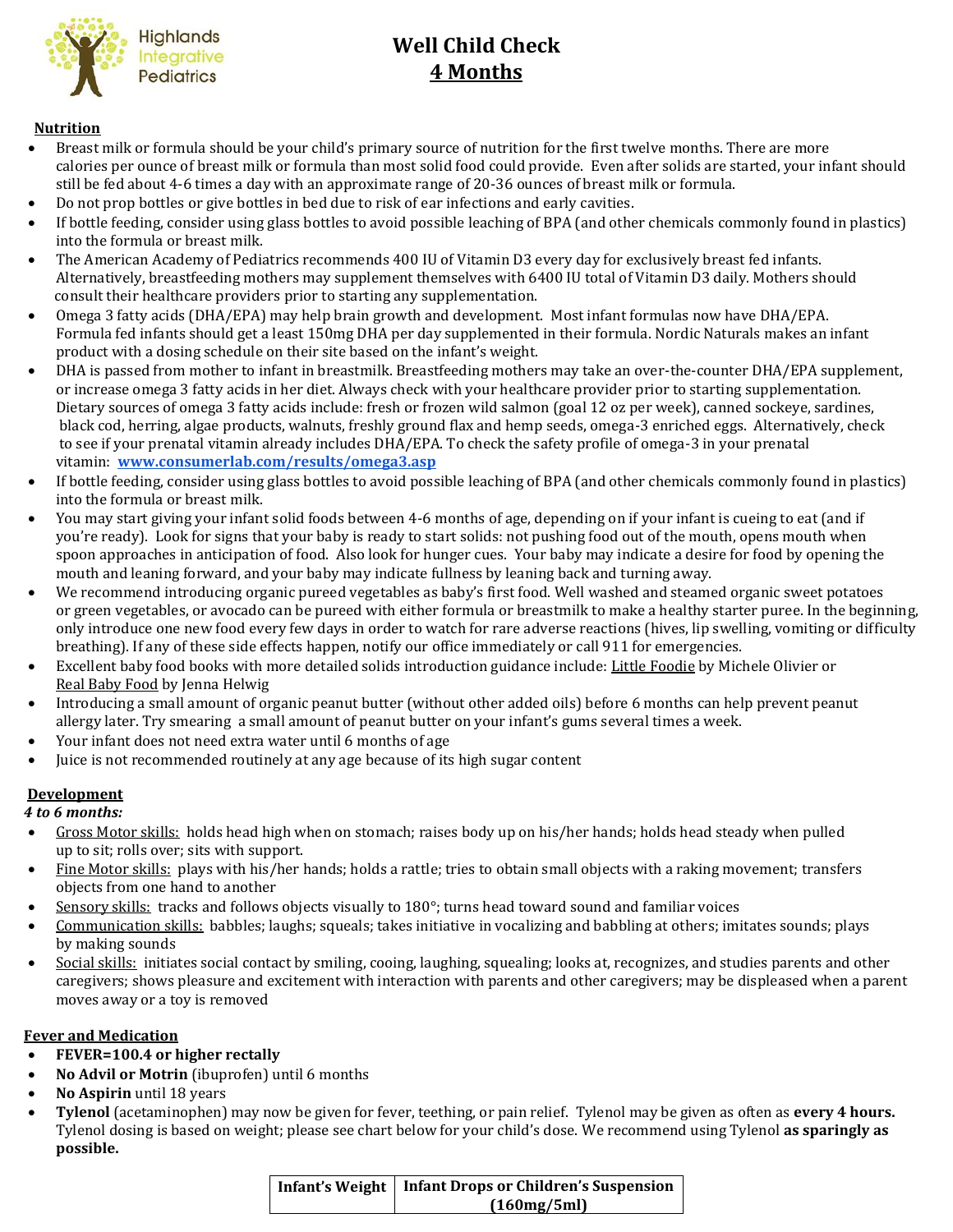Highlands Integrative Pediatrics

# Well Child Check
## 4 Months

### Nutrition

- Breast milk or formula should be your child's primary source of nutrition for the first twelve months. There are more calories per ounce of breast milk or formula than most solid food could provide. Even after solids are started, your infant should still be fed about 4-6 times a day with an approximate range of 20-36 ounces of breast milk or formula.
- Do not prop bottles or give bottles in bed due to risk of ear infections and early cavities.
- If bottle feeding, consider using glass bottles to avoid possible leaching of BPA (and other chemicals commonly found in plastics) into the formula or breast milk.
- The American Academy of Pediatrics recommends 400 IU of Vitamin D3 every day for exclusively breast fed infants. Alternatively, breastfeeding mothers may supplement themselves with 6400 IU total of Vitamin D3 daily. Mothers should consult their healthcare providers prior to starting any supplementation.
- Omega 3 fatty acids (DHA/EPA) may help brain growth and development. Most infant formulas now have DHA/EPA. Formula fed infants should get a least 150mg DHA per day supplemented in their formula. Nordic Naturals makes an infant product with a dosing schedule on their site based on the infant's weight.
- DHA is passed from mother to infant in breastmilk. Breastfeeding mothers may take an over-the-counter DHA/EPA supplement, or increase omega 3 fatty acids in her diet. Always check with your healthcare provider prior to starting supplementation. Dietary sources of omega 3 fatty acids include: fresh or frozen wild salmon (goal 12 oz per week), canned sockeye, sardines, black cod, herring, algae products, walnuts, freshly ground flax and hemp seeds, omega-3 enriched eggs. Alternatively, check to see if your prenatal vitamin already includes DHA/EPA. To check the safety profile of omega-3 in your prenatal vitamin: **www.consumerlab.com/results/omega3.asp**
- If bottle feeding, consider using glass bottles to avoid possible leaching of BPA (and other chemicals commonly found in plastics) into the formula or breast milk.
- You may start giving your infant solid foods between 4-6 months of age, depending on if your infant is cueing to eat (and if you're ready). Look for signs that your baby is ready to start solids: not pushing food out of the mouth, opens mouth when spoon approaches in anticipation of food. Also look for hunger cues. Your baby may indicate a desire for food by opening the mouth and leaning forward, and your baby may indicate fullness by leaning back and turning away.
- We recommend introducing organic pureed vegetables as baby's first food. Well washed and steamed organic sweet potatoes or green vegetables, or avocado can be pureed with either formula or breastmilk to make a healthy starter puree. In the beginning, only introduce one new food every few days in order to watch for rare adverse reactions (hives, lip swelling, vomiting or difficulty breathing). If any of these side effects happen, notify our office immediately or call 911 for emergencies.
- Excellent baby food books with more detailed solids introduction guidance include: Little Foodie by Michele Olivier or Real Baby Food by Jenna Helwig
- Introducing a small amount of organic peanut butter (without other added oils) before 6 months can help prevent peanut allergy later. Try smearing a small amount of peanut butter on your infant's gums several times a week.
- Your infant does not need extra water until 6 months of age
- Juice is not recommended routinely at any age because of its high sugar content

### Development

*4 to 6 months:*

- Gross Motor skills: holds head high when on stomach; raises body up on his/her hands; holds head steady when pulled up to sit; rolls over; sits with support.
- Fine Motor skills: plays with his/her hands; holds a rattle; tries to obtain small objects with a raking movement; transfers objects from one hand to another
- Sensory skills: tracks and follows objects visually to 180°; turns head toward sound and familiar voices
- Communication skills: babbles; laughs; squeals; takes initiative in vocalizing and babbling at others; imitates sounds; plays by making sounds
- Social skills: initiates social contact by smiling, cooing, laughing, squealing; looks at, recognizes, and studies parents and other caregivers; shows pleasure and excitement with interaction with parents and other caregivers; may be displeased when a parent moves away or a toy is removed

### Fever and Medication

- **FEVER=100.4 or higher rectally**
- **No Advil or Motrin** (ibuprofen) until 6 months
- **No Aspirin** until 18 years
- **Tylenol** (acetaminophen) may now be given for fever, teething, or pain relief. Tylenol may be given as often as **every 4 hours.** Tylenol dosing is based on weight; please see chart below for your child's dose. We recommend using Tylenol **as sparingly as possible.**

| Infant's Weight | Infant Drops or Children's Suspension (160mg/5ml) |
|---|---|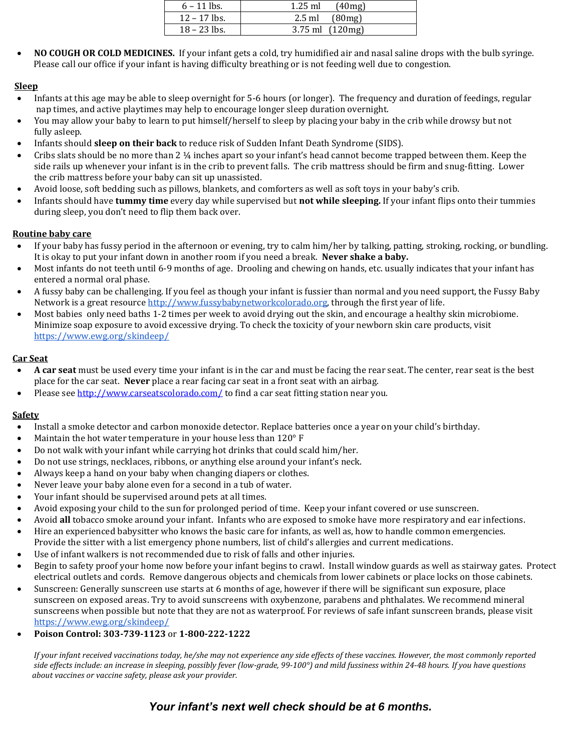| | |
|---|---|
| 6 – 11 lbs. | 1.25 ml (40mg) |
| 12 – 17 lbs. | 2.5 ml (80mg) |
| 18 – 23 lbs. | 3.75 ml (120mg) |

- **NO COUGH OR COLD MEDICINES.** If your infant gets a cold, try humidified air and nasal saline drops with the bulb syringe. Please call our office if your infant is having difficulty breathing or is not feeding well due to congestion.

## Sleep

- Infants at this age may be able to sleep overnight for 5-6 hours (or longer). The frequency and duration of feedings, regular nap times, and active playtimes may help to encourage longer sleep duration overnight.
- You may allow your baby to learn to put himself/herself to sleep by placing your baby in the crib while drowsy but not fully asleep.
- Infants should **sleep on their back** to reduce risk of Sudden Infant Death Syndrome (SIDS).
- Cribs slats should be no more than 2 ¼ inches apart so your infant's head cannot become trapped between them. Keep the side rails up whenever your infant is in the crib to prevent falls. The crib mattress should be firm and snug-fitting. Lower the crib mattress before your baby can sit up unassisted.
- Avoid loose, soft bedding such as pillows, blankets, and comforters as well as soft toys in your baby's crib.
- Infants should have **tummy time** every day while supervised but **not while sleeping.** If your infant flips onto their tummies during sleep, you don't need to flip them back over.

## Routine baby care

- If your baby has fussy period in the afternoon or evening, try to calm him/her by talking, patting, stroking, rocking, or bundling. It is okay to put your infant down in another room if you need a break. **Never shake a baby.**
- Most infants do not teeth until 6-9 months of age. Drooling and chewing on hands, etc. usually indicates that your infant has entered a normal oral phase.
- A fussy baby can be challenging. If you feel as though your infant is fussier than normal and you need support, the Fussy Baby Network is a great resource http://www.fussybabynetworkcolorado.org, through the first year of life.
- Most babies only need baths 1-2 times per week to avoid drying out the skin, and encourage a healthy skin microbiome. Minimize soap exposure to avoid excessive drying. To check the toxicity of your newborn skin care products, visit https://www.ewg.org/skindeep/

## Car Seat

- **A car seat** must be used every time your infant is in the car and must be facing the rear seat. The center, rear seat is the best place for the car seat. **Never** place a rear facing car seat in a front seat with an airbag.
- Please see http://www.carseatscolorado.com/ to find a car seat fitting station near you.

## Safety

- Install a smoke detector and carbon monoxide detector. Replace batteries once a year on your child's birthday.
- Maintain the hot water temperature in your house less than 120° F
- Do not walk with your infant while carrying hot drinks that could scald him/her.
- Do not use strings, necklaces, ribbons, or anything else around your infant's neck.
- Always keep a hand on your baby when changing diapers or clothes.
- Never leave your baby alone even for a second in a tub of water.
- Your infant should be supervised around pets at all times.
- Avoid exposing your child to the sun for prolonged period of time. Keep your infant covered or use sunscreen.
- Avoid **all** tobacco smoke around your infant. Infants who are exposed to smoke have more respiratory and ear infections.
- Hire an experienced babysitter who knows the basic care for infants, as well as, how to handle common emergencies. Provide the sitter with a list emergency phone numbers, list of child's allergies and current medications.
- Use of infant walkers is not recommended due to risk of falls and other injuries.
- Begin to safety proof your home now before your infant begins to crawl. Install window guards as well as stairway gates. Protect electrical outlets and cords. Remove dangerous objects and chemicals from lower cabinets or place locks on those cabinets.
- Sunscreen: Generally sunscreen use starts at 6 months of age, however if there will be significant sun exposure, place sunscreen on exposed areas. Try to avoid sunscreens with oxybenzone, parabens and phthalates. We recommend mineral sunscreens when possible but note that they are not as waterproof. For reviews of safe infant sunscreen brands, please visit https://www.ewg.org/skindeep/
- **Poison Control: 303-739-1123** or **1-800-222-1222**

*If your infant received vaccinations today, he/she may not experience any side effects of these vaccines. However, the most commonly reported side effects include: an increase in sleeping, possibly fever (low-grade, 99-100°) and mild fussiness within 24-48 hours. If you have questions about vaccines or vaccine safety, please ask your provider.*

***Your infant's next well check should be at 6 months.***